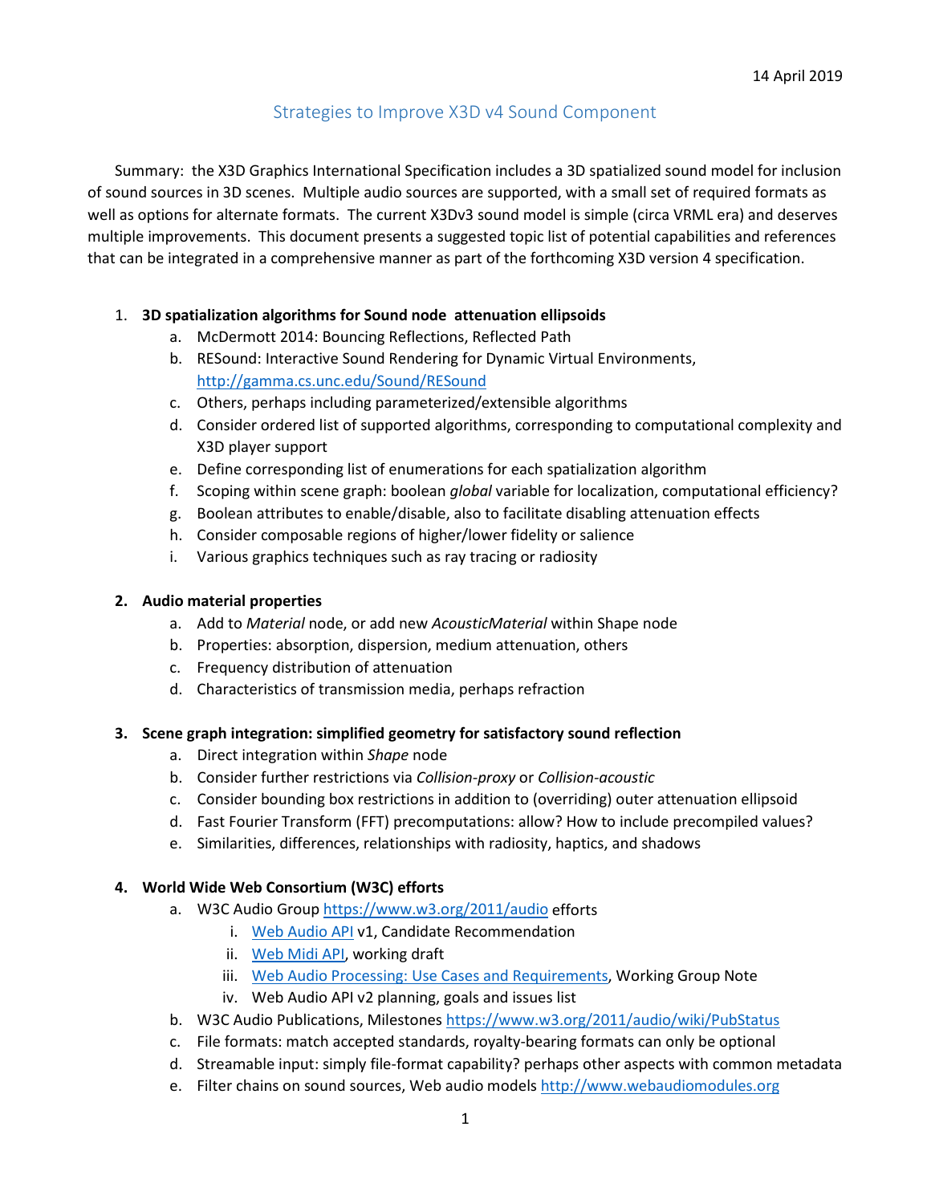14 April 2019

# Strategies to Improve X3D v4 Sound Component

Summary: the X3D Graphics International Specification includes a 3D spatialized sound model for inclusion of sound sources in 3D scenes. Multiple audio sources are supported, with a small set of required formats as well as options for alternate formats. The current X3Dv3 sound model is simple (circa VRML era) and deserves multiple improvements. This document presents a suggested topic list of potential capabilities and references that can be integrated in a comprehensive manner as part of the forthcoming X3D version 4 specification.

1. **3D spatialization algorithms for Sound node attenuation ellipsoids**
    a. McDermott 2014: Bouncing Reflections, Reflected Path
    b. RESound: Interactive Sound Rendering for Dynamic Virtual Environments, [http://gamma.cs.unc.edu/Sound/RESound](http://gamma.cs.unc.edu/Sound/RESound)
    c. Others, perhaps including parameterized/extensible algorithms
    d. Consider ordered list of supported algorithms, corresponding to computational complexity and X3D player support
    e. Define corresponding list of enumerations for each spatialization algorithm
    f. Scoping within scene graph: boolean *global* variable for localization, computational efficiency?
    g. Boolean attributes to enable/disable, also to facilitate disabling attenuation effects
    h. Consider composable regions of higher/lower fidelity or salience
    i. Various graphics techniques such as ray tracing or radiosity

2. **Audio material properties**
    a. Add to *Material* node, or add new *AcousticMaterial* within Shape node
    b. Properties: absorption, dispersion, medium attenuation, others
    c. Frequency distribution of attenuation
    d. Characteristics of transmission media, perhaps refraction

3. **Scene graph integration: simplified geometry for satisfactory sound reflection**
    a. Direct integration within *Shape* node
    b. Consider further restrictions via *Collision-proxy* or *Collision-acoustic*
    c. Consider bounding box restrictions in addition to (overriding) outer attenuation ellipsoid
    d. Fast Fourier Transform (FFT) precomputations: allow? How to include precompiled values?
    e. Similarities, differences, relationships with radiosity, haptics, and shadows

4. **World Wide Web Consortium (W3C) efforts**
    a. W3C Audio Group [https://www.w3.org/2011/audio](https://www.w3.org/2011/audio) efforts
        i. Web Audio API v1, Candidate Recommendation
        ii. Web Midi API, working draft
        iii. Web Audio Processing: Use Cases and Requirements, Working Group Note
        iv. Web Audio API v2 planning, goals and issues list
    b. W3C Audio Publications, Milestones [https://www.w3.org/2011/audio/wiki/PubStatus](https://www.w3.org/2011/audio/wiki/PubStatus)
    c. File formats: match accepted standards, royalty-bearing formats can only be optional
    d. Streamable input: simply file-format capability? perhaps other aspects with common metadata
    e. Filter chains on sound sources, Web audio models [http://www.webaudiomodules.org](http://www.webaudiomodules.org)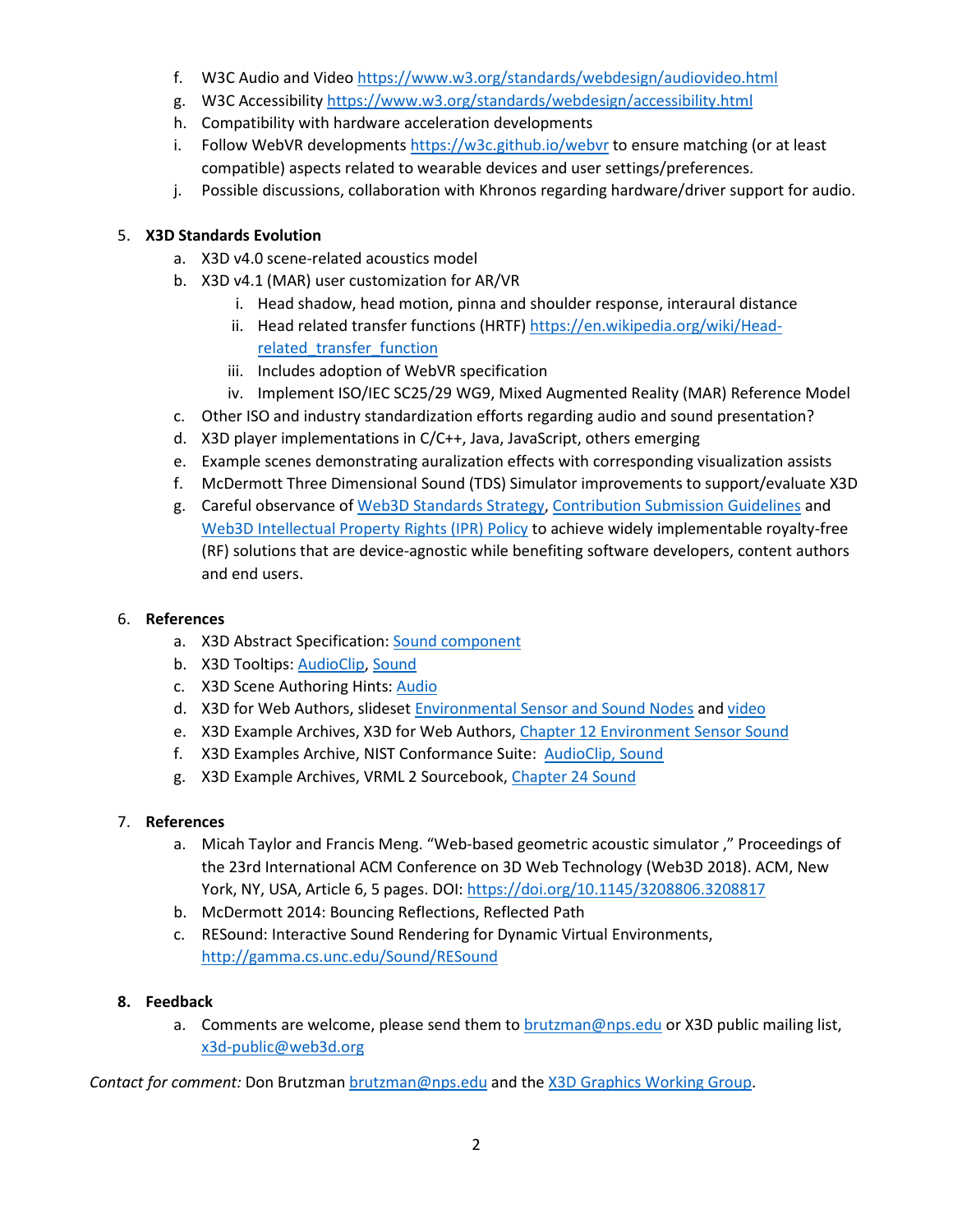f. W3C Audio and Video [https://www.w3.org/standards/webdesign/audiovideo.html](https://www.w3.org/standards/webdesign/audiovideo.html)
g. W3C Accessibility [https://www.w3.org/standards/webdesign/accessibility.html](https://www.w3.org/standards/webdesign/accessibility.html)
h. Compatibility with hardware acceleration developments
i. Follow WebVR developments [https://w3c.github.io/webvr](https://w3c.github.io/webvr) to ensure matching (or at least compatible) aspects related to wearable devices and user settings/preferences.
j. Possible discussions, collaboration with Khronos regarding hardware/driver support for audio.

5. **X3D Standards Evolution**
   a. X3D v4.0 scene-related acoustics model
   b. X3D v4.1 (MAR) user customization for AR/VR
      i. Head shadow, head motion, pinna and shoulder response, interaural distance
      ii. Head related transfer functions (HRTF) [https://en.wikipedia.org/wiki/Head-related_transfer_function](https://en.wikipedia.org/wiki/Head-related_transfer_function)
      iii. Includes adoption of WebVR specification
      iv. Implement ISO/IEC SC25/29 WG9, Mixed Augmented Reality (MAR) Reference Model
   c. Other ISO and industry standardization efforts regarding audio and sound presentation?
   d. X3D player implementations in C/C++, Java, JavaScript, others emerging
   e. Example scenes demonstrating auralization effects with corresponding visualization assists
   f. McDermott Three Dimensional Sound (TDS) Simulator improvements to support/evaluate X3D
   g. Careful observance of Web3D Standards Strategy, Contribution Submission Guidelines and Web3D Intellectual Property Rights (IPR) Policy to achieve widely implementable royalty-free (RF) solutions that are device-agnostic while benefiting software developers, content authors and end users.

6. **References**
   a. X3D Abstract Specification: Sound component
   b. X3D Tooltips: AudioClip, Sound
   c. X3D Scene Authoring Hints: Audio
   d. X3D for Web Authors, slideset Environmental Sensor and Sound Nodes and video
   e. X3D Example Archives, X3D for Web Authors, Chapter 12 Environment Sensor Sound
   f. X3D Examples Archive, NIST Conformance Suite: AudioClip, Sound
   g. X3D Example Archives, VRML 2 Sourcebook, Chapter 24 Sound

7. **References**
   a. Micah Taylor and Francis Meng. "Web-based geometric acoustic simulator ," Proceedings of the 23rd International ACM Conference on 3D Web Technology (Web3D 2018). ACM, New York, NY, USA, Article 6, 5 pages. DOI: [https://doi.org/10.1145/3208806.3208817](https://doi.org/10.1145/3208806.3208817)
   b. McDermott 2014: Bouncing Reflections, Reflected Path
   c. RESound: Interactive Sound Rendering for Dynamic Virtual Environments, [http://gamma.cs.unc.edu/Sound/RESound](http://gamma.cs.unc.edu/Sound/RESound)

8. **Feedback**
   a. Comments are welcome, please send them to brutzman@nps.edu or X3D public mailing list, x3d-public@web3d.org

*Contact for comment:* Don Brutzman brutzman@nps.edu and the X3D Graphics Working Group.